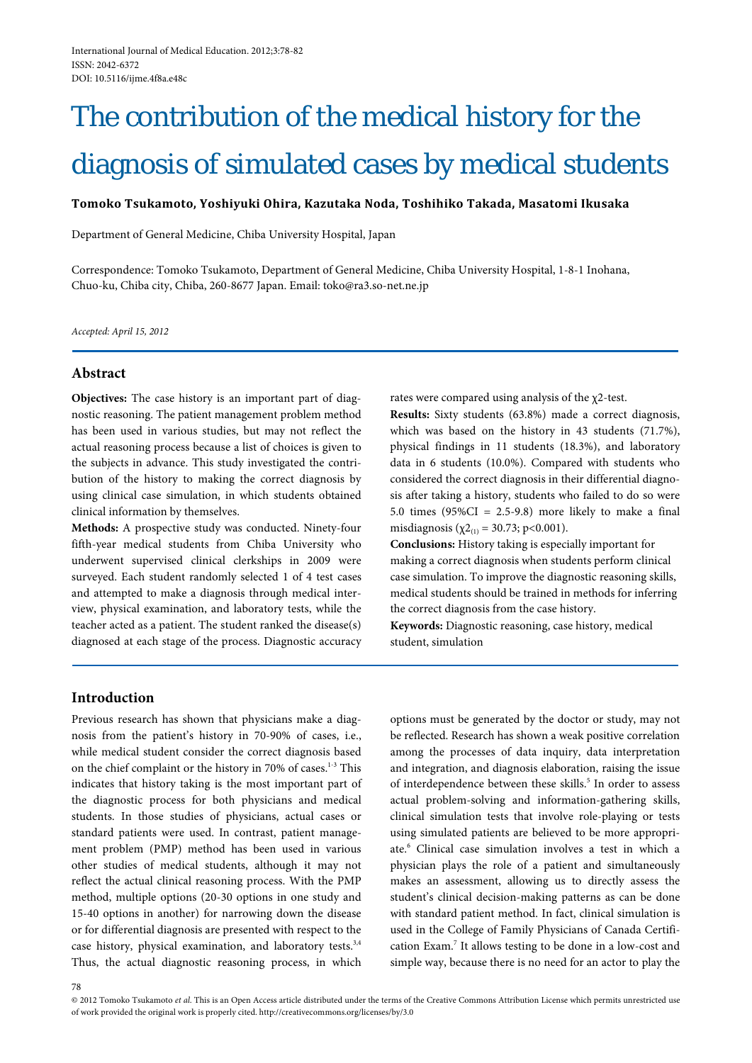International Journal of Medical Education. 2012;3:78-82
ISSN: 2042-6372
DOI: 10.5116/ijme.4f8a.e48c

# The contribution of the medical history for the diagnosis of simulated cases by medical students

**Tomoko Tsukamoto, Yoshiyuki Ohira, Kazutaka Noda, Toshihiko Takada, Masatomi Ikusaka**

Department of General Medicine, Chiba University Hospital, Japan

Correspondence: Tomoko Tsukamoto, Department of General Medicine, Chiba University Hospital, 1-8-1 Inohana, Chuo-ku, Chiba city, Chiba, 260-8677 Japan. Email: toko@ra3.so-net.ne.jp

*Accepted: April 15, 2012*

## Abstract

**Objectives:** The case history is an important part of diagnostic reasoning. The patient management problem method has been used in various studies, but may not reflect the actual reasoning process because a list of choices is given to the subjects in advance. This study investigated the contribution of the history to making the correct diagnosis by using clinical case simulation, in which students obtained clinical information by themselves.

**Methods:** A prospective study was conducted. Ninety-four fifth-year medical students from Chiba University who underwent supervised clinical clerkships in 2009 were surveyed. Each student randomly selected 1 of 4 test cases and attempted to make a diagnosis through medical interview, physical examination, and laboratory tests, while the teacher acted as a patient. The student ranked the disease(s) diagnosed at each stage of the process. Diagnostic accuracy rates were compared using analysis of the χ2-test.

**Results:** Sixty students (63.8%) made a correct diagnosis, which was based on the history in 43 students (71.7%), physical findings in 11 students (18.3%), and laboratory data in 6 students (10.0%). Compared with students who considered the correct diagnosis in their differential diagnosis after taking a history, students who failed to do so were 5.0 times (95%CI = 2.5-9.8) more likely to make a final misdiagnosis ($\chi2_{(1)} = 30.73$; $p<0.001$).

**Conclusions:** History taking is especially important for making a correct diagnosis when students perform clinical case simulation. To improve the diagnostic reasoning skills, medical students should be trained in methods for inferring the correct diagnosis from the case history.

**Keywords:** Diagnostic reasoning, case history, medical student, simulation

## Introduction

Previous research has shown that physicians make a diagnosis from the patient's history in 70-90% of cases, i.e., while medical student consider the correct diagnosis based on the chief complaint or the history in 70% of cases.[1-3] This indicates that history taking is the most important part of the diagnostic process for both physicians and medical students. In those studies of physicians, actual cases or standard patients were used. In contrast, patient management problem (PMP) method has been used in various other studies of medical students, although it may not reflect the actual clinical reasoning process. With the PMP method, multiple options (20-30 options in one study and 15-40 options in another) for narrowing down the disease or for differential diagnosis are presented with respect to the case history, physical examination, and laboratory tests.[3,4] Thus, the actual diagnostic reasoning process, in which options must be generated by the doctor or study, may not be reflected. Research has shown a weak positive correlation among the processes of data inquiry, data interpretation and integration, and diagnosis elaboration, raising the issue of interdependence between these skills.[5] In order to assess actual problem-solving and information-gathering skills, clinical simulation tests that involve role-playing or tests using simulated patients are believed to be more appropriate.[6] Clinical case simulation involves a test in which a physician plays the role of a patient and simultaneously makes an assessment, allowing us to directly assess the student's clinical decision-making patterns as can be done with standard patient method. In fact, clinical simulation is used in the College of Family Physicians of Canada Certification Exam.[7] It allows testing to be done in a low-cost and simple way, because there is no need for an actor to play the

© 2012 Tomoko Tsukamoto *et al*. This is an Open Access article distributed under the terms of the Creative Commons Attribution License which permits unrestricted use of work provided the original work is properly cited. http://creativecommons.org/licenses/by/3.0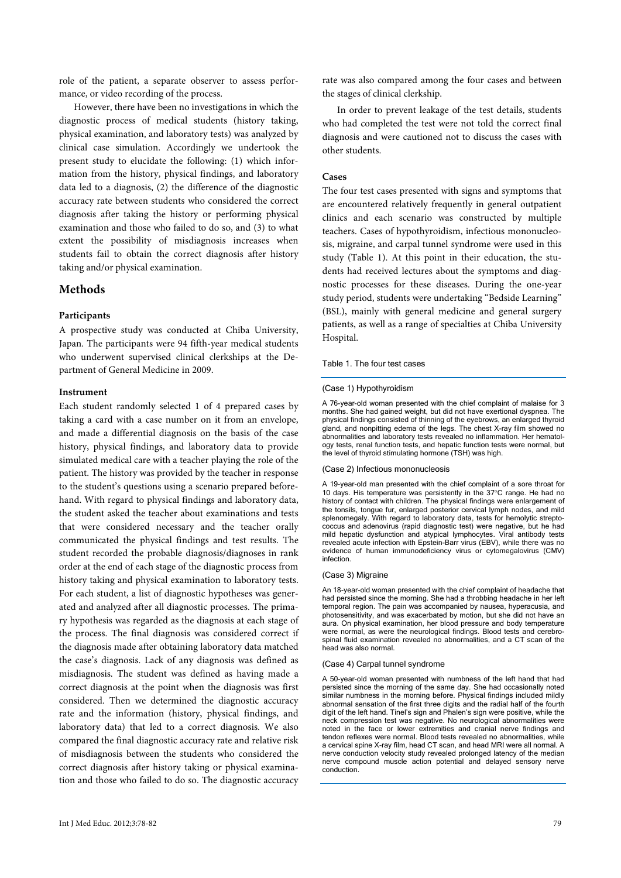role of the patient, a separate observer to assess performance, or video recording of the process.

However, there have been no investigations in which the diagnostic process of medical students (history taking, physical examination, and laboratory tests) was analyzed by clinical case simulation. Accordingly we undertook the present study to elucidate the following: (1) which information from the history, physical findings, and laboratory data led to a diagnosis, (2) the difference of the diagnostic accuracy rate between students who considered the correct diagnosis after taking the history or performing physical examination and those who failed to do so, and (3) to what extent the possibility of misdiagnosis increases when students fail to obtain the correct diagnosis after history taking and/or physical examination.

## Methods

### Participants

A prospective study was conducted at Chiba University, Japan. The participants were 94 fifth-year medical students who underwent supervised clinical clerkships at the Department of General Medicine in 2009.

### Instrument

Each student randomly selected 1 of 4 prepared cases by taking a card with a case number on it from an envelope, and made a differential diagnosis on the basis of the case history, physical findings, and laboratory data to provide simulated medical care with a teacher playing the role of the patient. The history was provided by the teacher in response to the student's questions using a scenario prepared beforehand. With regard to physical findings and laboratory data, the student asked the teacher about examinations and tests that were considered necessary and the teacher orally communicated the physical findings and test results. The student recorded the probable diagnosis/diagnoses in rank order at the end of each stage of the diagnostic process from history taking and physical examination to laboratory tests. For each student, a list of diagnostic hypotheses was generated and analyzed after all diagnostic processes. The primary hypothesis was regarded as the diagnosis at each stage of the process. The final diagnosis was considered correct if the diagnosis made after obtaining laboratory data matched the case's diagnosis. Lack of any diagnosis was defined as misdiagnosis. The student was defined as having made a correct diagnosis at the point when the diagnosis was first considered. Then we determined the diagnostic accuracy rate and the information (history, physical findings, and laboratory data) that led to a correct diagnosis. We also compared the final diagnostic accuracy rate and relative risk of misdiagnosis between the students who considered the correct diagnosis after history taking or physical examination and those who failed to do so. The diagnostic accuracy rate was also compared among the four cases and between the stages of clinical clerkship.

In order to prevent leakage of the test details, students who had completed the test were not told the correct final diagnosis and were cautioned not to discuss the cases with other students.

### Cases

The four test cases presented with signs and symptoms that are encountered relatively frequently in general outpatient clinics and each scenario was constructed by multiple teachers. Cases of hypothyroidism, infectious mononucleosis, migraine, and carpal tunnel syndrome were used in this study (Table 1). At this point in their education, the students had received lectures about the symptoms and diagnostic processes for these diseases. During the one-year study period, students were undertaking "Bedside Learning" (BSL), mainly with general medicine and general surgery patients, as well as a range of specialties at Chiba University Hospital.

Table 1. The four test cases

| |
|---|
| (Case 1) Hypothyroidism |
| A 76-year-old woman presented with the chief complaint of malaise for 3 months. She had gained weight, but did not have exertional dyspnea. The physical findings consisted of thinning of the eyebrows, an enlarged thyroid gland, and nonpitting edema of the legs. The chest X-ray film showed no abnormalities and laboratory tests revealed no inflammation. Her hematology tests, renal function tests, and hepatic function tests were normal, but the level of thyroid stimulating hormone (TSH) was high. |
| (Case 2) Infectious mononucleosis |
| A 19-year-old man presented with the chief complaint of a sore throat for 10 days. His temperature was persistently in the 37°C range. He had no history of contact with children. The physical findings were enlargement of the tonsils, tongue fur, enlarged posterior cervical lymph nodes, and mild splenomegaly. With regard to laboratory data, tests for hemolytic streptococcus and adenovirus (rapid diagnostic test) were negative, but he had mild hepatic dysfunction and atypical lymphocytes. Viral antibody tests revealed acute infection with Epstein-Barr virus (EBV), while there was no evidence of human immunodeficiency virus or cytomegalovirus (CMV) infection. |
| (Case 3) Migraine |
| An 18-year-old woman presented with the chief complaint of headache that had persisted since the morning. She had a throbbing headache in her left temporal region. The pain was accompanied by nausea, hyperacusia, and photosensitivity, and was exacerbated by motion, but she did not have an aura. On physical examination, her blood pressure and body temperature were normal, as were the neurological findings. Blood tests and cerebrospinal fluid examination revealed no abnormalities, and a CT scan of the head was also normal. |
| (Case 4) Carpal tunnel syndrome |
| A 50-year-old woman presented with numbness of the left hand that had persisted since the morning of the same day. She had occasionally noted similar numbness in the morning before. Physical findings included mildly abnormal sensation of the first three digits and the radial half of the fourth digit of the left hand. Tinel's sign and Phalen's sign were positive, while the neck compression test was negative. No neurological abnormalities were noted in the face or lower extremities and cranial nerve findings and tendon reflexes were normal. Blood tests revealed no abnormalities, while a cervical spine X-ray film, head CT scan, and head MRI were all normal. A nerve conduction velocity study revealed prolonged latency of the median nerve compound muscle action potential and delayed sensory nerve conduction. |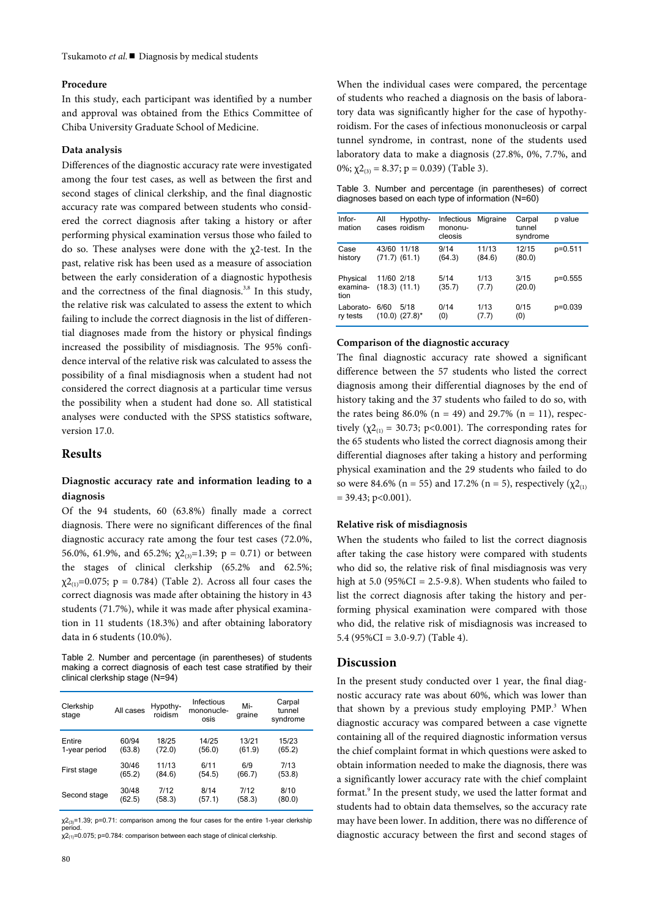### Procedure

In this study, each participant was identified by a number and approval was obtained from the Ethics Committee of Chiba University Graduate School of Medicine.

### Data analysis

Differences of the diagnostic accuracy rate were investigated among the four test cases, as well as between the first and second stages of clinical clerkship, and the final diagnostic accuracy rate was compared between students who considered the correct diagnosis after taking a history or after performing physical examination versus those who failed to do so. These analyses were done with the $\chi2$-test. In the past, relative risk has been used as a measure of association between the early consideration of a diagnostic hypothesis and the correctness of the final diagnosis.[3,8] In this study, the relative risk was calculated to assess the extent to which failing to include the correct diagnosis in the list of differential diagnoses made from the history or physical findings increased the possibility of misdiagnosis. The 95% confidence interval of the relative risk was calculated to assess the possibility of a final misdiagnosis when a student had not considered the correct diagnosis at a particular time versus the possibility when a student had done so. All statistical analyses were conducted with the SPSS statistics software, version 17.0.

## Results

### Diagnostic accuracy rate and information leading to a diagnosis

Of the 94 students, 60 (63.8%) finally made a correct diagnosis. There were no significant differences of the final diagnostic accuracy rate among the four test cases (72.0%, 56.0%, 61.9%, and 65.2%; $\chi2_{(3)}$=1.39; p = 0.71) or between the stages of clinical clerkship (65.2% and 62.5%; $\chi2_{(1)}$=0.075; p = 0.784) (Table 2). Across all four cases the correct diagnosis was made after obtaining the history in 43 students (71.7%), while it was made after physical examination in 11 students (18.3%) and after obtaining laboratory data in 6 students (10.0%).

Table 2. Number and percentage (in parentheses) of students making a correct diagnosis of each test case stratified by their clinical clerkship stage (N=94)

| Clerkship stage | All cases | Hypothyroidism | Infectious mononucleosis | Migraine | Carpal tunnel syndrome |
|---|---|---|---|---|---|
| Entire 1-year period | 60/94 (63.8) | 18/25 (72.0) | 14/25 (56.0) | 13/21 (61.9) | 15/23 (65.2) |
| First stage | 30/46 (65.2) | 11/13 (84.6) | 6/11 (54.5) | 6/9 (66.7) | 7/13 (53.8) |
| Second stage | 30/48 (62.5) | 7/12 (58.3) | 8/14 (57.1) | 7/12 (58.3) | 8/10 (80.0) |

$\chi2_{(3)}$=1.39; p=0.71: comparison among the four cases for the entire 1-year clerkship period.
$\chi2_{(1)}$=0.075; p=0.784: comparison between each stage of clinical clerkship.

When the individual cases were compared, the percentage of students who reached a diagnosis on the basis of laboratory data was significantly higher for the case of hypothyroidism. For the cases of infectious mononucleosis or carpal tunnel syndrome, in contrast, none of the students used laboratory data to make a diagnosis (27.8%, 0%, 7.7%, and 0%; $\chi2_{(3)}$ = 8.37; p = 0.039) (Table 3).

Table 3. Number and percentage (in parentheses) of correct diagnoses based on each type of information (N=60)

| Information | All cases | Hypothyroidism | Infectious mononucleosis | Migraine | Carpal tunnel syndrome | p value |
|---|---|---|---|---|---|---|
| Case history | 43/60 (71.7) | 11/18 (61.1) | 9/14 (64.3) | 11/13 (84.6) | 12/15 (80.0) | p=0.511 |
| Physical examination | 11/60 (18.3) | 2/18 (11.1) | 5/14 (35.7) | 1/13 (7.7) | 3/15 (20.0) | p=0.555 |
| Laboratory tests | 6/60 (10.0) | 5/18 (27.8)* | 0/14 (0) | 1/13 (7.7) | 0/15 (0) | p=0.039 |

### Comparison of the diagnostic accuracy

The final diagnostic accuracy rate showed a significant difference between the 57 students who listed the correct diagnosis among their differential diagnoses by the end of history taking and the 37 students who failed to do so, with the rates being 86.0% (n = 49) and 29.7% (n = 11), respectively ($\chi2_{(1)}$ = 30.73; p<0.001). The corresponding rates for the 65 students who listed the correct diagnosis among their differential diagnoses after taking a history and performing physical examination and the 29 students who failed to do so were 84.6% (n = 55) and 17.2% (n = 5), respectively ($\chi2_{(1)}$ = 39.43; p<0.001).

### Relative risk of misdiagnosis

When the students who failed to list the correct diagnosis after taking the case history were compared with students who did so, the relative risk of final misdiagnosis was very high at 5.0 (95%CI = 2.5-9.8). When students who failed to list the correct diagnosis after taking the history and performing physical examination were compared with those who did, the relative risk of misdiagnosis was increased to 5.4 (95%CI = 3.0-9.7) (Table 4).

## Discussion

In the present study conducted over 1 year, the final diagnostic accuracy rate was about 60%, which was lower than that shown by a previous study employing PMP.[3] When diagnostic accuracy was compared between a case vignette containing all of the required diagnostic information versus the chief complaint format in which questions were asked to obtain information needed to make the diagnosis, there was a significantly lower accuracy rate with the chief complaint format.[9] In the present study, we used the latter format and students had to obtain data themselves, so the accuracy rate may have been lower. In addition, there was no difference of diagnostic accuracy between the first and second stages of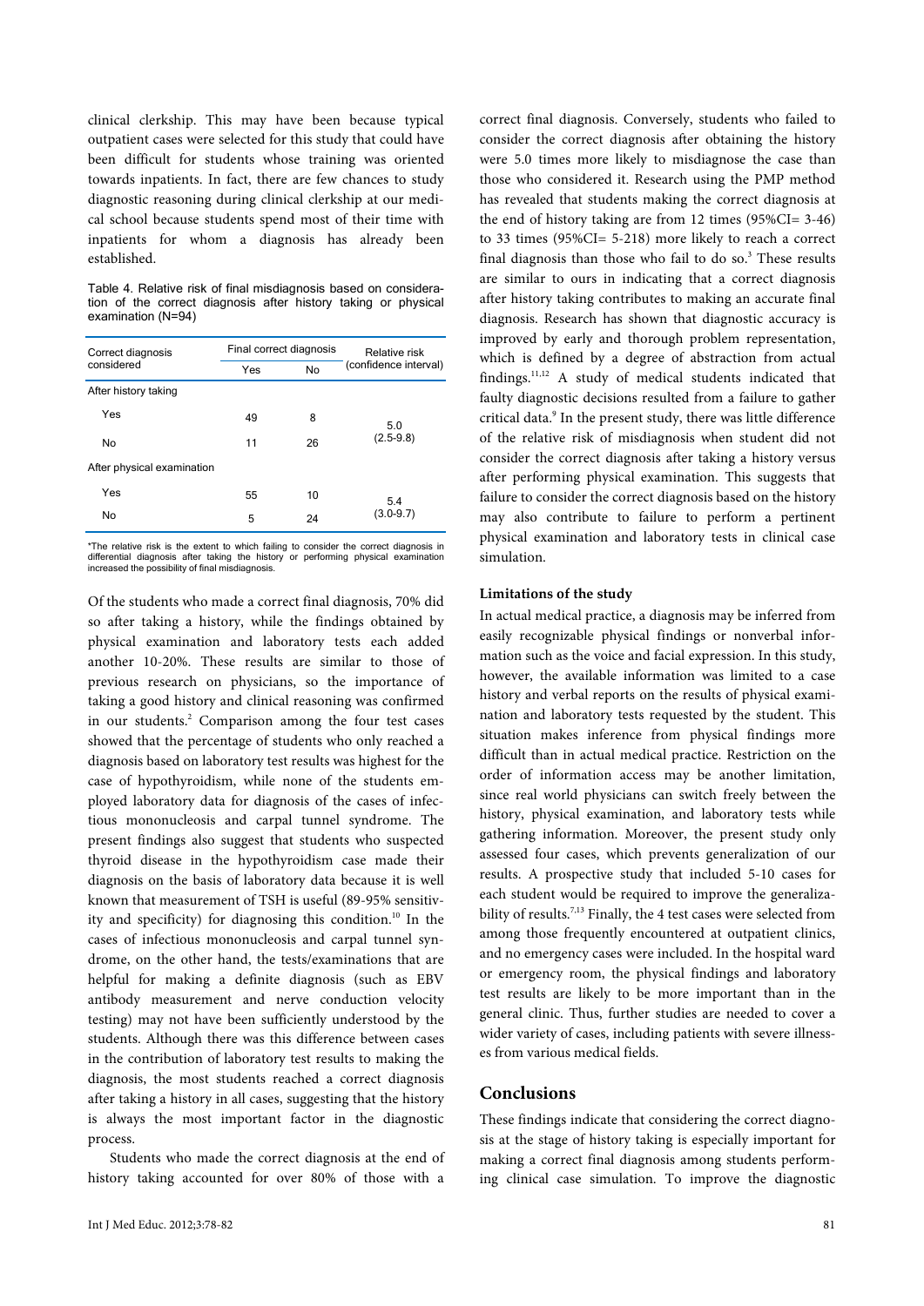clinical clerkship. This may have been because typical outpatient cases were selected for this study that could have been difficult for students whose training was oriented towards inpatients. In fact, there are few chances to study diagnostic reasoning during clinical clerkship at our medical school because students spend most of their time with inpatients for whom a diagnosis has already been established.

Table 4. Relative risk of final misdiagnosis based on consideration of the correct diagnosis after history taking or physical examination (N=94)

| Correct diagnosis considered | Final correct diagnosis | | Relative risk (confidence interval) |
|---|---|---|---|
| | Yes | No | |
| After history taking | | | |
| Yes | 49 | 8 | 5.0 (2.5-9.8) |
| No | 11 | 26 | |
| After physical examination | | | |
| Yes | 55 | 10 | 5.4 (3.0-9.7) |
| No | 5 | 24 | |

*The relative risk is the extent to which failing to consider the correct diagnosis in differential diagnosis after taking the history or performing physical examination increased the possibility of final misdiagnosis.

Of the students who made a correct final diagnosis, 70% did so after taking a history, while the findings obtained by physical examination and laboratory tests each added another 10-20%. These results are similar to those of previous research on physicians, so the importance of taking a good history and clinical reasoning was confirmed in our students.[2] Comparison among the four test cases showed that the percentage of students who only reached a diagnosis based on laboratory test results was highest for the case of hypothyroidism, while none of the students employed laboratory data for diagnosis of the cases of infectious mononucleosis and carpal tunnel syndrome. The present findings also suggest that students who suspected thyroid disease in the hypothyroidism case made their diagnosis on the basis of laboratory data because it is well known that measurement of TSH is useful (89-95% sensitivity and specificity) for diagnosing this condition.[10] In the cases of infectious mononucleosis and carpal tunnel syndrome, on the other hand, the tests/examinations that are helpful for making a definite diagnosis (such as EBV antibody measurement and nerve conduction velocity testing) may not have been sufficiently understood by the students. Although there was this difference between cases in the contribution of laboratory test results to making the diagnosis, the most students reached a correct diagnosis after taking a history in all cases, suggesting that the history is always the most important factor in the diagnostic process.

Students who made the correct diagnosis at the end of history taking accounted for over 80% of those with a correct final diagnosis. Conversely, students who failed to consider the correct diagnosis after obtaining the history were 5.0 times more likely to misdiagnose the case than those who considered it. Research using the PMP method has revealed that students making the correct diagnosis at the end of history taking are from 12 times (95%CI= 3-46) to 33 times (95%CI= 5-218) more likely to reach a correct final diagnosis than those who fail to do so.[3] These results are similar to ours in indicating that a correct diagnosis after history taking contributes to making an accurate final diagnosis. Research has shown that diagnostic accuracy is improved by early and thorough problem representation, which is defined by a degree of abstraction from actual findings.[11,12] A study of medical students indicated that faulty diagnostic decisions resulted from a failure to gather critical data.[9] In the present study, there was little difference of the relative risk of misdiagnosis when student did not consider the correct diagnosis after taking a history versus after performing physical examination. This suggests that failure to consider the correct diagnosis based on the history may also contribute to failure to perform a pertinent physical examination and laboratory tests in clinical case simulation.

**Limitations of the study**

In actual medical practice, a diagnosis may be inferred from easily recognizable physical findings or nonverbal information such as the voice and facial expression. In this study, however, the available information was limited to a case history and verbal reports on the results of physical examination and laboratory tests requested by the student. This situation makes inference from physical findings more difficult than in actual medical practice. Restriction on the order of information access may be another limitation, since real world physicians can switch freely between the history, physical examination, and laboratory tests while gathering information. Moreover, the present study only assessed four cases, which prevents generalization of our results. A prospective study that included 5-10 cases for each student would be required to improve the generalizability of results.[7,13] Finally, the 4 test cases were selected from among those frequently encountered at outpatient clinics, and no emergency cases were included. In the hospital ward or emergency room, the physical findings and laboratory test results are likely to be more important than in the general clinic. Thus, further studies are needed to cover a wider variety of cases, including patients with severe illnesses from various medical fields.

## Conclusions

These findings indicate that considering the correct diagnosis at the stage of history taking is especially important for making a correct final diagnosis among students performing clinical case simulation. To improve the diagnostic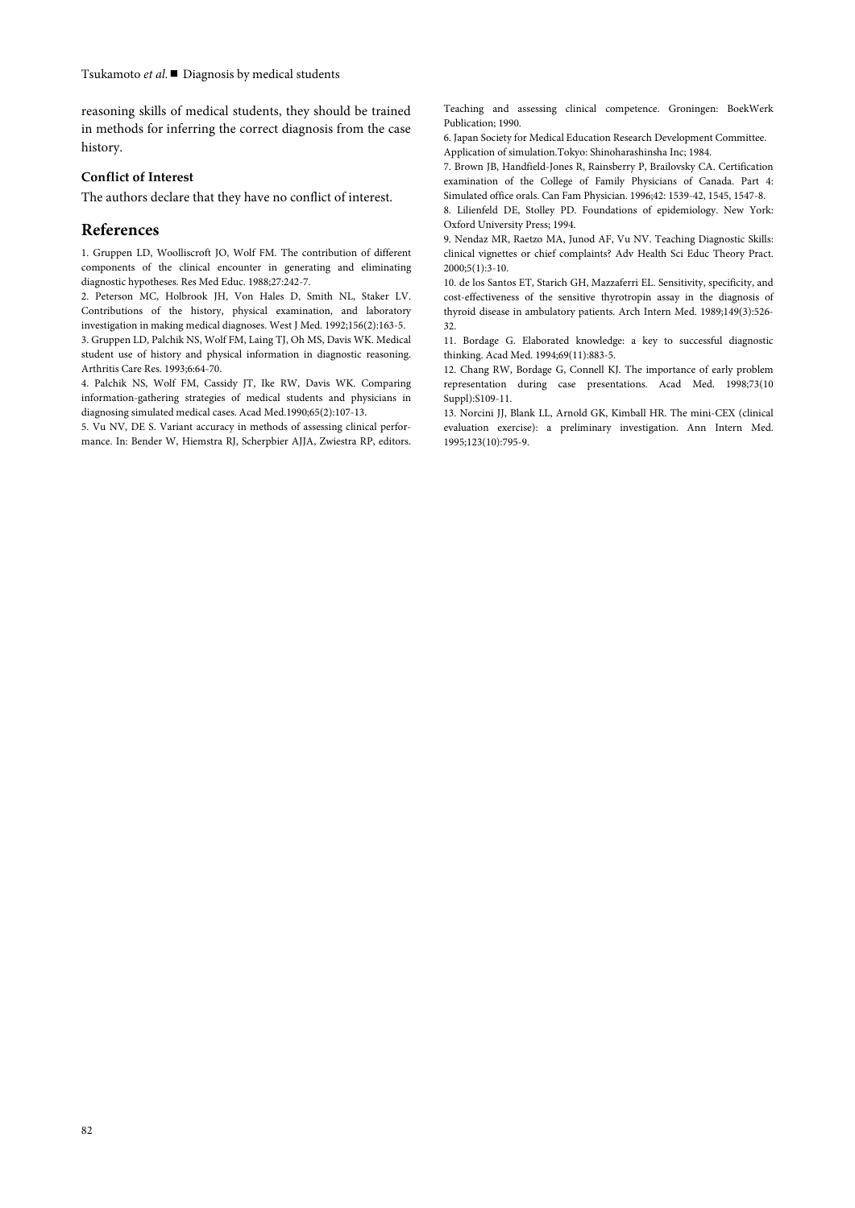reasoning skills of medical students, they should be trained in methods for inferring the correct diagnosis from the case history.

### Conflict of Interest

The authors declare that they have no conflict of interest.

## References

1. Gruppen LD, Woolliscroft JO, Wolf FM. The contribution of different components of the clinical encounter in generating and eliminating diagnostic hypotheses. Res Med Educ. 1988;27:242-7.
2. Peterson MC, Holbrook JH, Von Hales D, Smith NL, Staker LV. Contributions of the history, physical examination, and laboratory investigation in making medical diagnoses. West J Med. 1992;156(2):163-5.
3. Gruppen LD, Palchik NS, Wolf FM, Laing TJ, Oh MS, Davis WK. Medical student use of history and physical information in diagnostic reasoning. Arthritis Care Res. 1993;6:64-70.
4. Palchik NS, Wolf FM, Cassidy JT, Ike RW, Davis WK. Comparing information-gathering strategies of medical students and physicians in diagnosing simulated medical cases. Acad Med.1990;65(2):107-13.
5. Vu NV, DE S. Variant accuracy in methods of assessing clinical performance. In: Bender W, Hiemstra RJ, Scherpbier AJJA, Zwiestra RP, editors. Teaching and assessing clinical competence. Groningen: BoekWerk Publication; 1990.
6. Japan Society for Medical Education Research Development Committee. Application of simulation.Tokyo: Shinoharashinsha Inc; 1984.
7. Brown JB, Handfield-Jones R, Rainsberry P, Brailovsky CA. Certification examination of the College of Family Physicians of Canada. Part 4: Simulated office orals. Can Fam Physician. 1996;42: 1539-42, 1545, 1547-8.
8. Lilienfeld DE, Stolley PD. Foundations of epidemiology. New York: Oxford University Press; 1994.
9. Nendaz MR, Raetzo MA, Junod AF, Vu NV. Teaching Diagnostic Skills: clinical vignettes or chief complaints? Adv Health Sci Educ Theory Pract. 2000;5(1):3-10.
10. de los Santos ET, Starich GH, Mazzaferri EL. Sensitivity, specificity, and cost-effectiveness of the sensitive thyrotropin assay in the diagnosis of thyroid disease in ambulatory patients. Arch Intern Med. 1989;149(3):526-32.
11. Bordage G. Elaborated knowledge: a key to successful diagnostic thinking. Acad Med. 1994;69(11):883-5.
12. Chang RW, Bordage G, Connell KJ. The importance of early problem representation during case presentations. Acad Med. 1998;73(10 Suppl):S109-11.
13. Norcini JJ, Blank LL, Arnold GK, Kimball HR. The mini-CEX (clinical evaluation exercise): a preliminary investigation. Ann Intern Med. 1995;123(10):795-9.